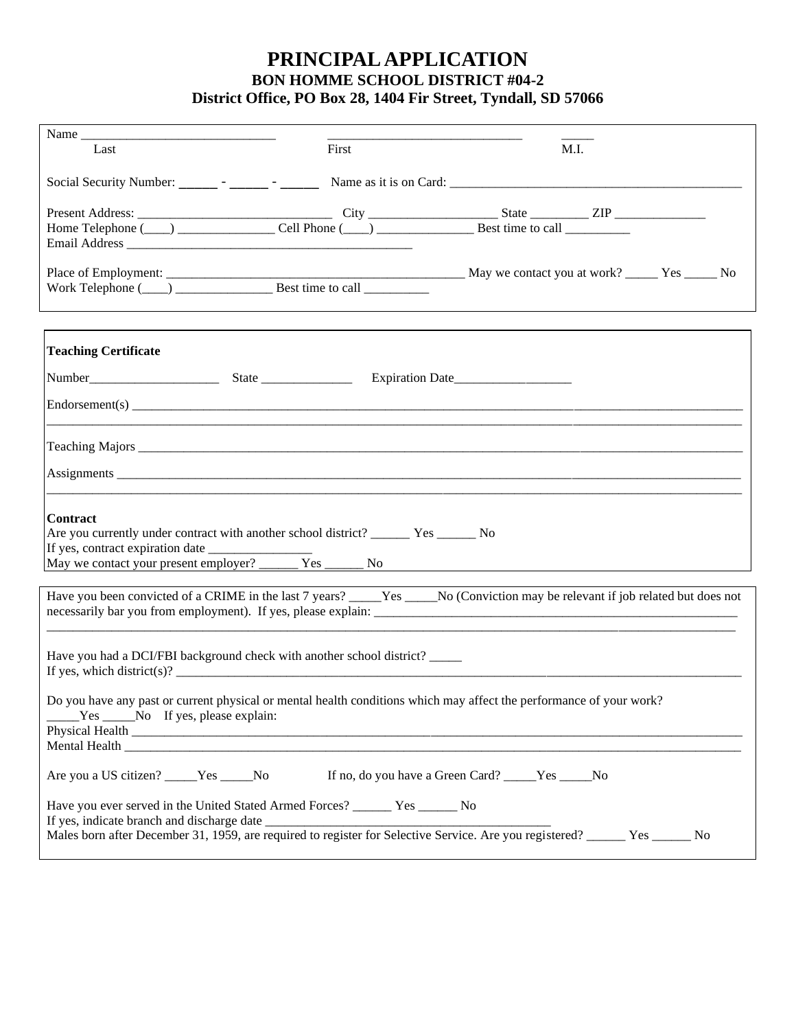# PRINCIPAL APPLICATION

## BON HOMME SCHOOL DISTRICT #04-2

### District Office, PO Box 28, 1404 Fir Street, Tyndall, SD 57066

Name ______________________________ ______________________________ _____
Last First M.I.

Social Security Number: _____ - _____ - _____ Name as it is on Card: ____________________________________________

Present Address: ______________________________ City ___________________ State ________ ZIP _____________
Home Telephone (____) _______________ Cell Phone (____) _______________ Best time to call __________
Email Address ____________________________________________

Place of Employment: ______________________________________________ May we contact you at work? _____ Yes _____ No
Work Telephone (____) _______________ Best time to call __________

**Teaching Certificate**

Number____________________ State ______________ Expiration Date__________________

Endorsement(s) ____________________________________________________________________________________________
_____________________________________________________________________________________________________________

Teaching Majors ___________________________________________________________________________________________

Assignments ______________________________________________________________________________________________
_____________________________________________________________________________________________________________

**Contract**
Are you currently under contract with another school district? ______ Yes ______ No
If yes, contract expiration date ________________
May we contact your present employer? ______ Yes ______ No

Have you been convicted of a CRIME in the last 7 years? _____Yes _____No (Conviction may be relevant if job related but does not necessarily bar you from employment). If yes, please explain: ___________________________________________________________
_____________________________________________________________________________________________________________

Have you had a DCI/FBI background check with another school district? _____
If yes, which district(s)? __________________________________________________________________________________

Do you have any past or current physical or mental health conditions which may affect the performance of your work?
_____Yes _____No If yes, please explain:
Physical Health ___________________________________________________________________________________________
Mental Health ____________________________________________________________________________________________

Are you a US citizen? _____Yes _____No If no, do you have a Green Card? _____Yes _____No

Have you ever served in the United Stated Armed Forces? ______ Yes ______ No
If yes, indicate branch and discharge date ____________________________________________
Males born after December 31, 1959, are required to register for Selective Service. Are you registered? ______ Yes ______ No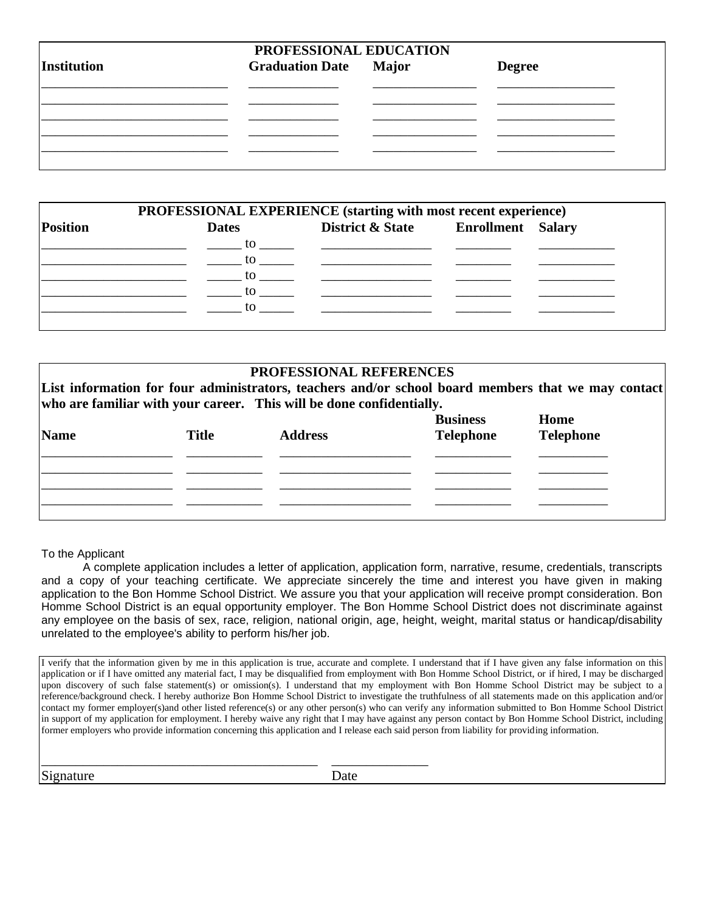## PROFESSIONAL EDUCATION

| Institution | Graduation Date | Major | Degree |
|---|---|---|---|
| | | | |
| | | | |
| | | | |
| | | | |
| | | | |

## PROFESSIONAL EXPERIENCE (starting with most recent experience)

| Position | Dates | District & State | Enrollment | Salary |
|---|---|---|---|---|
| | ______ to ______ | | | |
| | ______ to ______ | | | |
| | ______ to ______ | | | |
| | ______ to ______ | | | |
| | ______ to ______ | | | |

## PROFESSIONAL REFERENCES

**List information for four administrators, teachers and/or school board members that we may contact who are familiar with your career. This will be done confidentially.**

| Name | Title | Address | Business Telephone | Home Telephone |
|---|---|---|---|---|
| | | | | |
| | | | | |
| | | | | |
| | | | | |

To the Applicant

A complete application includes a letter of application, application form, narrative, resume, credentials, transcripts and a copy of your teaching certificate. We appreciate sincerely the time and interest you have given in making application to the Bon Homme School District. We assure you that your application will receive prompt consideration. Bon Homme School District is an equal opportunity employer. The Bon Homme School District does not discriminate against any employee on the basis of sex, race, religion, national origin, age, height, weight, marital status or handicap/disability unrelated to the employee's ability to perform his/her job.

I verify that the information given by me in this application is true, accurate and complete. I understand that if I have given any false information on this application or if I have omitted any material fact, I may be disqualified from employment with Bon Homme School District, or if hired, I may be discharged upon discovery of such false statement(s) or omission(s). I understand that my employment with Bon Homme School District may be subject to a reference/background check. I hereby authorize Bon Homme School District to investigate the truthfulness of all statements made on this application and/or contact my former employer(s)and other listed reference(s) or any other person(s) who can verify any information submitted to Bon Homme School District in support of my application for employment. I hereby waive any right that I may have against any person contact by Bon Homme School District, including former employers who provide information concerning this application and I release each said person from liability for providing information.

_____________________________________________ _______________

Signature Date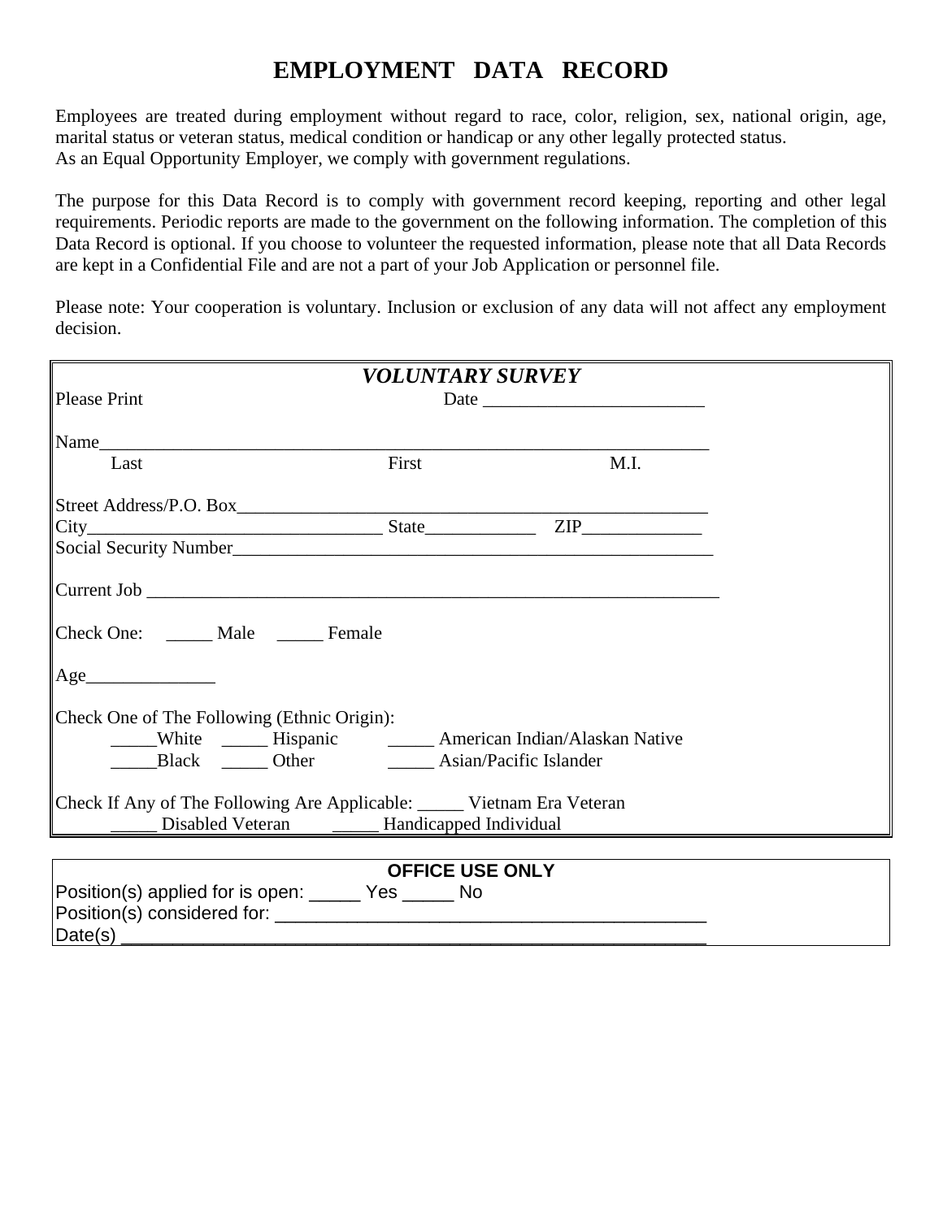# EMPLOYMENT DATA RECORD

Employees are treated during employment without regard to race, color, religion, sex, national origin, age, marital status or veteran status, medical condition or handicap or any other legally protected status.
As an Equal Opportunity Employer, we comply with government regulations.

The purpose for this Data Record is to comply with government record keeping, reporting and other legal requirements. Periodic reports are made to the government on the following information. The completion of this Data Record is optional. If you choose to volunteer the requested information, please note that all Data Records are kept in a Confidential File and are not a part of your Job Application or personnel file.

Please note: Your cooperation is voluntary. Inclusion or exclusion of any data will not affect any employment decision.

## *VOLUNTARY SURVEY*

Please Print Date ________________________

Name___________________________________________________________________
Last First M.I.

Street Address/P.O. Box___________________________________________________
City________________________________ State____________ ZIP_____________
Social Security Number____________________________________________________

Current Job ___________________________________________________________

Check One: _____ Male _____ Female

Age______________

Check One of The Following (Ethnic Origin):
_____White _____ Hispanic _____ American Indian/Alaskan Native
_____Black _____ Other _____ Asian/Pacific Islander

Check If Any of The Following Are Applicable: _____ Vietnam Era Veteran
_____ Disabled Veteran _____ Handicapped Individual

**OFFICE USE ONLY**

Position(s) applied for is open: _____ Yes _____ No
Position(s) considered for: ___________________________________________
Date(s) ________________________________________________________